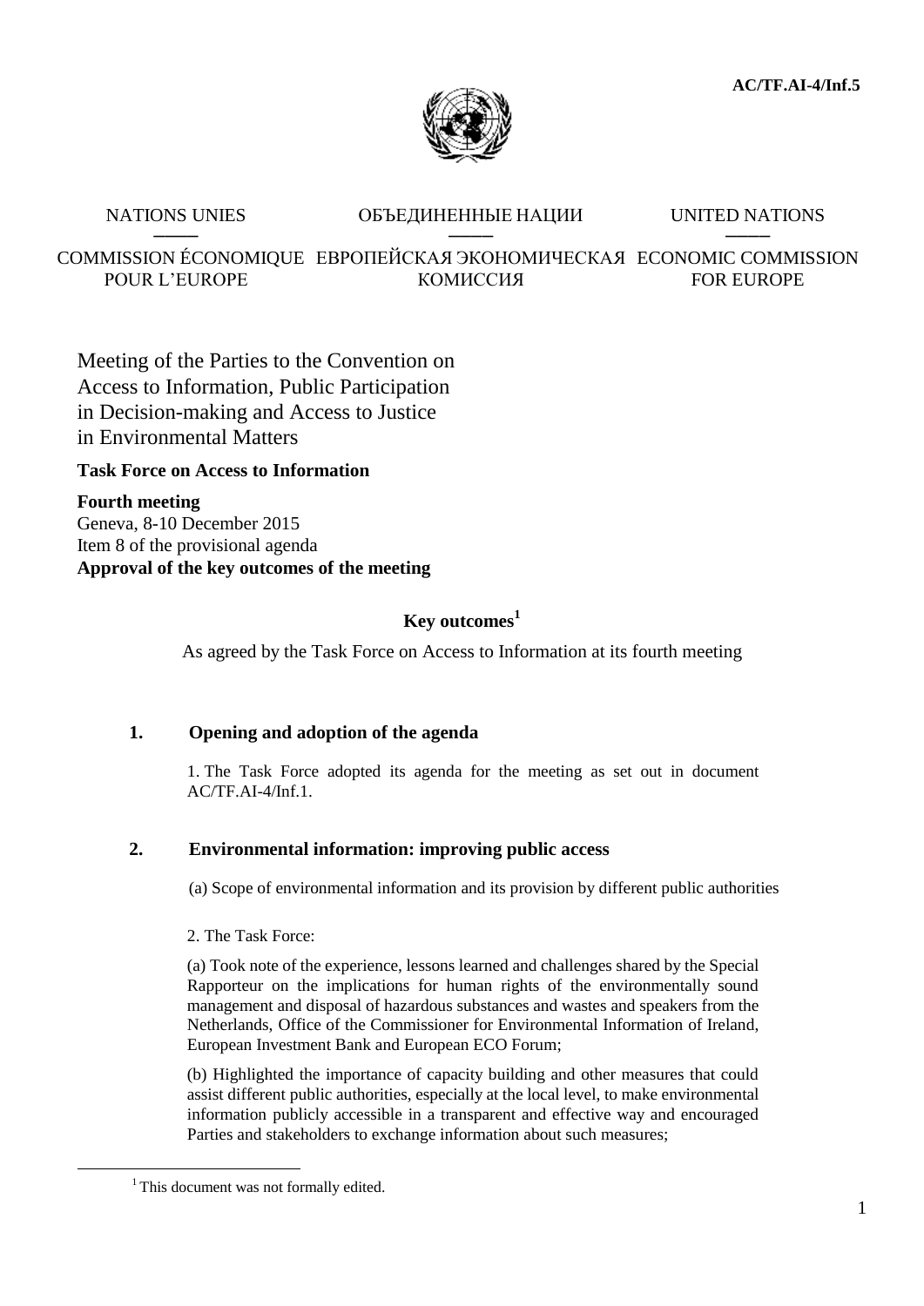**AC/TF.AI-4/Inf.5**

NATIONS UNIES | ОБЪЕДИНЕННЫЕ НАЦИИ | UNITED NATIONS

COMMISSION ÉCONOMIQUE POUR L'EUROPE | ЕВРОПЕЙСКАЯ ЭКОНОМИЧЕСКАЯ КОМИССИЯ | ECONOMIC COMMISSION FOR EUROPE

Meeting of the Parties to the Convention on Access to Information, Public Participation in Decision-making and Access to Justice in Environmental Matters

**Task Force on Access to Information**

**Fourth meeting**
Geneva, 8-10 December 2015
Item 8 of the provisional agenda
**Approval of the key outcomes of the meeting**

## Key outcomes[1]

As agreed by the Task Force on Access to Information at its fourth meeting

### 1. Opening and adoption of the agenda

1. The Task Force adopted its agenda for the meeting as set out in document AC/TF.AI-4/Inf.1.

### 2. Environmental information: improving public access

(a) Scope of environmental information and its provision by different public authorities

2. The Task Force:

(a) Took note of the experience, lessons learned and challenges shared by the Special Rapporteur on the implications for human rights of the environmentally sound management and disposal of hazardous substances and wastes and speakers from the Netherlands, Office of the Commissioner for Environmental Information of Ireland, European Investment Bank and European ECO Forum;

(b) Highlighted the importance of capacity building and other measures that could assist different public authorities, especially at the local level, to make environmental information publicly accessible in a transparent and effective way and encouraged Parties and stakeholders to exchange information about such measures;

[1] This document was not formally edited.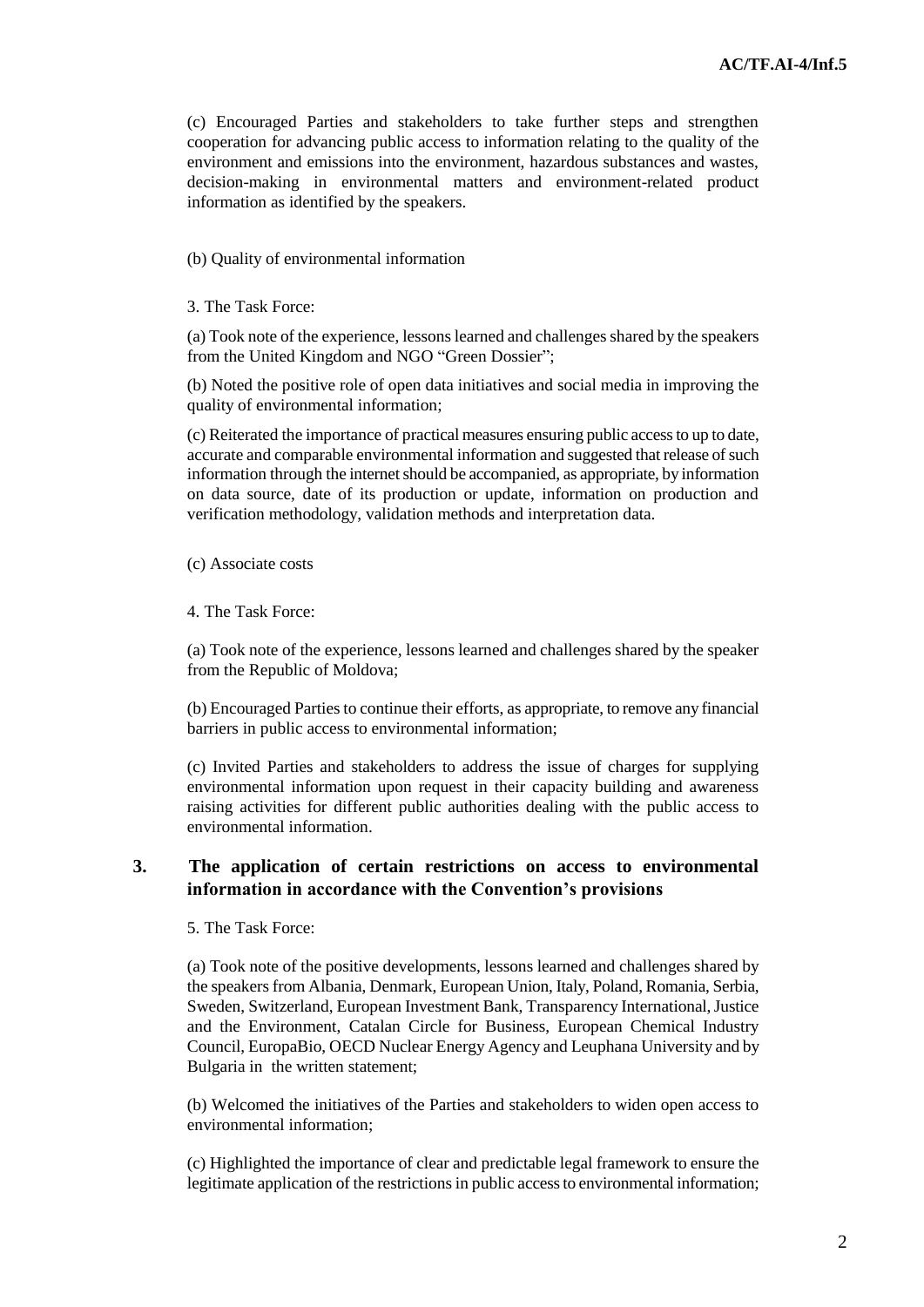(c) Encouraged Parties and stakeholders to take further steps and strengthen cooperation for advancing public access to information relating to the quality of the environment and emissions into the environment, hazardous substances and wastes, decision-making in environmental matters and environment-related product information as identified by the speakers.

(b) Quality of environmental information

3. The Task Force:

(a) Took note of the experience, lessons learned and challenges shared by the speakers from the United Kingdom and NGO "Green Dossier";

(b) Noted the positive role of open data initiatives and social media in improving the quality of environmental information;

(c) Reiterated the importance of practical measures ensuring public access to up to date, accurate and comparable environmental information and suggested that release of such information through the internet should be accompanied, as appropriate, by information on data source, date of its production or update, information on production and verification methodology, validation methods and interpretation data.

(c) Associate costs

4. The Task Force:

(a) Took note of the experience, lessons learned and challenges shared by the speaker from the Republic of Moldova;

(b) Encouraged Parties to continue their efforts, as appropriate, to remove any financial barriers in public access to environmental information;

(c) Invited Parties and stakeholders to address the issue of charges for supplying environmental information upon request in their capacity building and awareness raising activities for different public authorities dealing with the public access to environmental information.

### 3. The application of certain restrictions on access to environmental information in accordance with the Convention's provisions

5. The Task Force:

(a) Took note of the positive developments, lessons learned and challenges shared by the speakers from Albania, Denmark, European Union, Italy, Poland, Romania, Serbia, Sweden, Switzerland, European Investment Bank, Transparency International, Justice and the Environment, Catalan Circle for Business, European Chemical Industry Council, EuropaBio, OECD Nuclear Energy Agency and Leuphana University and by Bulgaria in the written statement;

(b) Welcomed the initiatives of the Parties and stakeholders to widen open access to environmental information;

(c) Highlighted the importance of clear and predictable legal framework to ensure the legitimate application of the restrictions in public access to environmental information;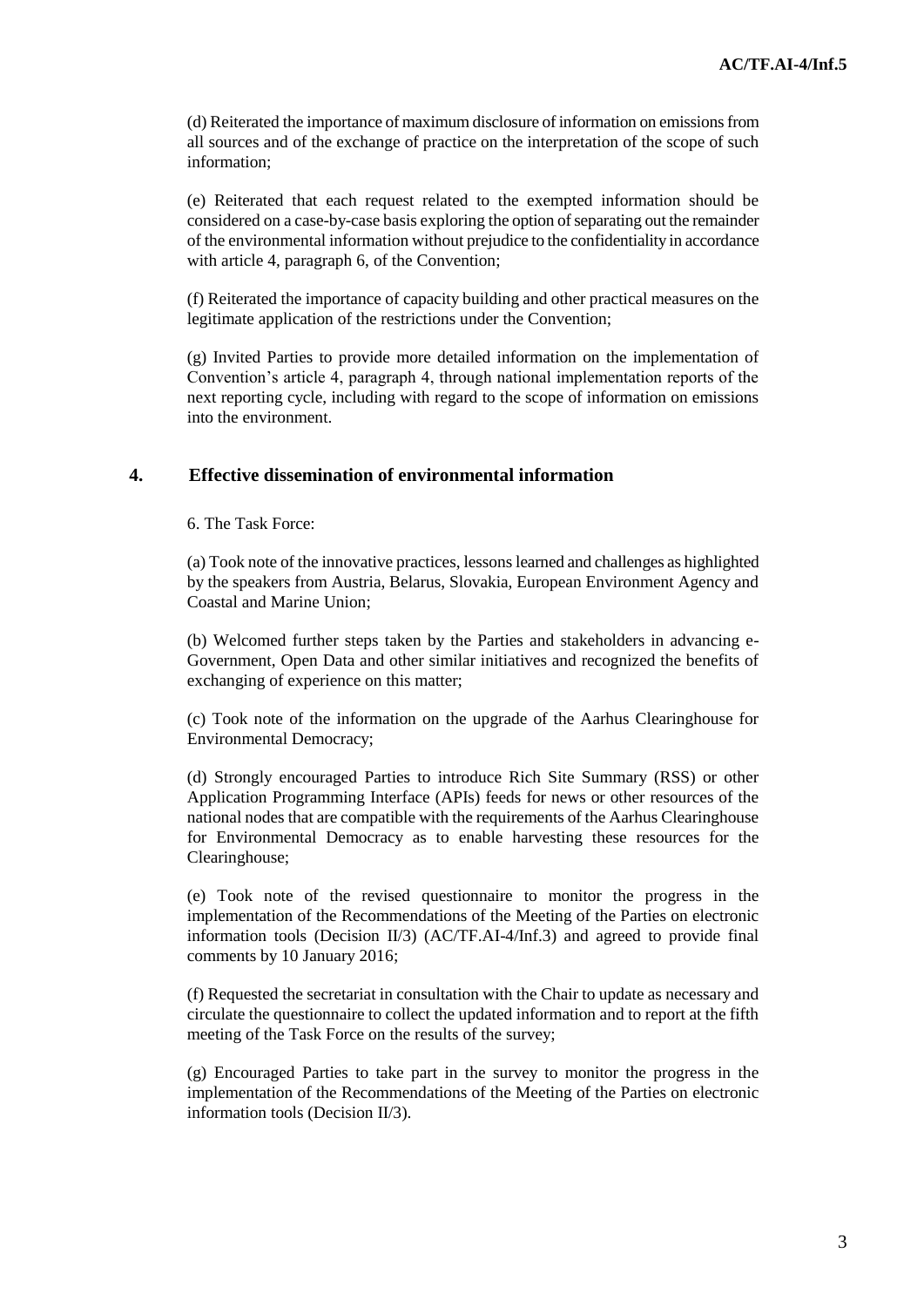(d) Reiterated the importance of maximum disclosure of information on emissions from all sources and of the exchange of practice on the interpretation of the scope of such information;

(e) Reiterated that each request related to the exempted information should be considered on a case-by-case basis exploring the option of separating out the remainder of the environmental information without prejudice to the confidentiality in accordance with article 4, paragraph 6, of the Convention;

(f) Reiterated the importance of capacity building and other practical measures on the legitimate application of the restrictions under the Convention;

(g) Invited Parties to provide more detailed information on the implementation of Convention's article 4, paragraph 4, through national implementation reports of the next reporting cycle, including with regard to the scope of information on emissions into the environment.

## 4. Effective dissemination of environmental information

6. The Task Force:

(a) Took note of the innovative practices, lessons learned and challenges as highlighted by the speakers from Austria, Belarus, Slovakia, European Environment Agency and Coastal and Marine Union;

(b) Welcomed further steps taken by the Parties and stakeholders in advancing e-Government, Open Data and other similar initiatives and recognized the benefits of exchanging of experience on this matter;

(c) Took note of the information on the upgrade of the Aarhus Clearinghouse for Environmental Democracy;

(d) Strongly encouraged Parties to introduce Rich Site Summary (RSS) or other Application Programming Interface (APIs) feeds for news or other resources of the national nodes that are compatible with the requirements of the Aarhus Clearinghouse for Environmental Democracy as to enable harvesting these resources for the Clearinghouse;

(e) Took note of the revised questionnaire to monitor the progress in the implementation of the Recommendations of the Meeting of the Parties on electronic information tools (Decision II/3) (AC/TF.AI-4/Inf.3) and agreed to provide final comments by 10 January 2016;

(f) Requested the secretariat in consultation with the Chair to update as necessary and circulate the questionnaire to collect the updated information and to report at the fifth meeting of the Task Force on the results of the survey;

(g) Encouraged Parties to take part in the survey to monitor the progress in the implementation of the Recommendations of the Meeting of the Parties on electronic information tools (Decision II/3).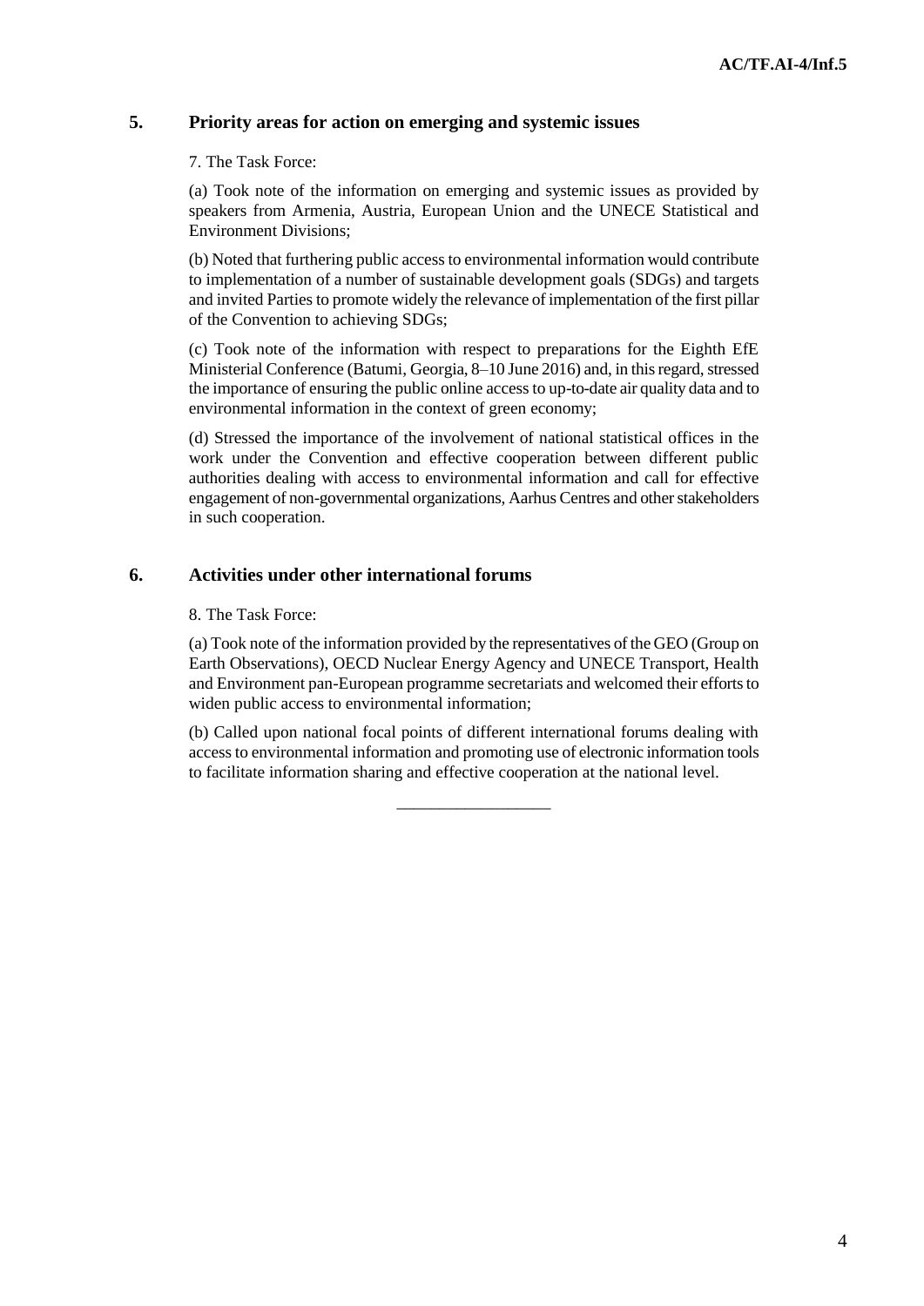## 5. Priority areas for action on emerging and systemic issues

7. The Task Force:

(a) Took note of the information on emerging and systemic issues as provided by speakers from Armenia, Austria, European Union and the UNECE Statistical and Environment Divisions;

(b) Noted that furthering public access to environmental information would contribute to implementation of a number of sustainable development goals (SDGs) and targets and invited Parties to promote widely the relevance of implementation of the first pillar of the Convention to achieving SDGs;

(c) Took note of the information with respect to preparations for the Eighth EfE Ministerial Conference (Batumi, Georgia, 8–10 June 2016) and, in this regard, stressed the importance of ensuring the public online access to up-to-date air quality data and to environmental information in the context of green economy;

(d) Stressed the importance of the involvement of national statistical offices in the work under the Convention and effective cooperation between different public authorities dealing with access to environmental information and call for effective engagement of non-governmental organizations, Aarhus Centres and other stakeholders in such cooperation.

## 6. Activities under other international forums

8. The Task Force:

(a) Took note of the information provided by the representatives of the GEO (Group on Earth Observations), OECD Nuclear Energy Agency and UNECE Transport, Health and Environment pan-European programme secretariats and welcomed their efforts to widen public access to environmental information;

(b) Called upon national focal points of different international forums dealing with access to environmental information and promoting use of electronic information tools to facilitate information sharing and effective cooperation at the national level.

\_\_\_\_\_\_\_\_\_\_\_\_\_\_\_\_\_\_